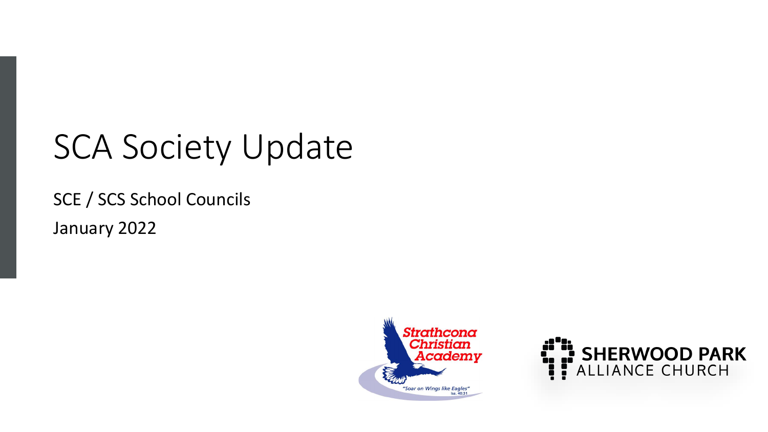# SCA Society Update

SCE / SCS School Councils

January 2022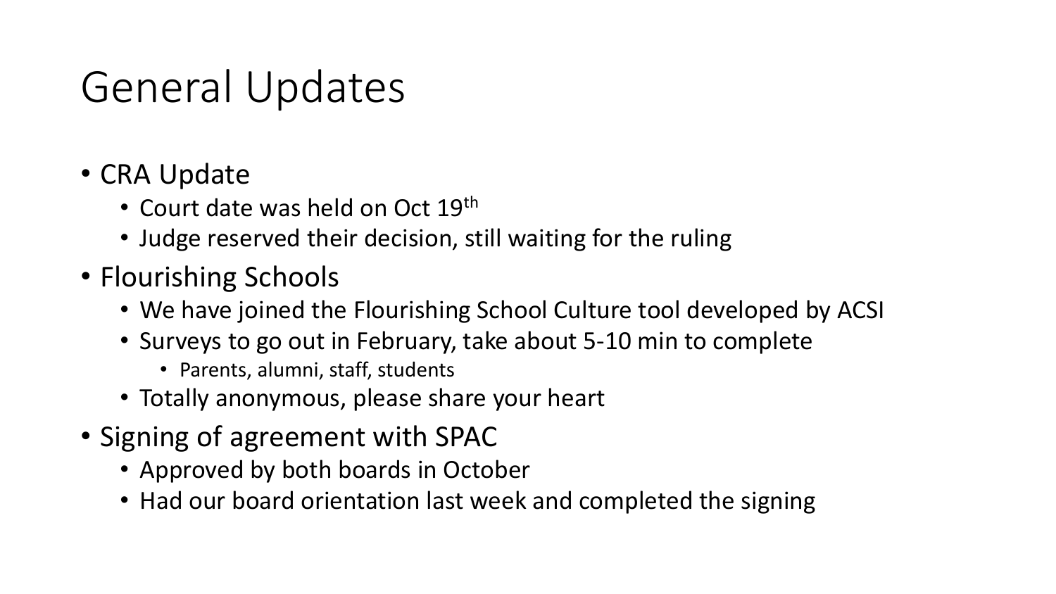# General Updates

- CRA Update
  - Court date was held on Oct 19th
  - Judge reserved their decision, still waiting for the ruling
- Flourishing Schools
  - We have joined the Flourishing School Culture tool developed by ACSI
  - Surveys to go out in February, take about 5-10 min to complete
    - Parents, alumni, staff, students
  - Totally anonymous, please share your heart
- Signing of agreement with SPAC
  - Approved by both boards in October
  - Had our board orientation last week and completed the signing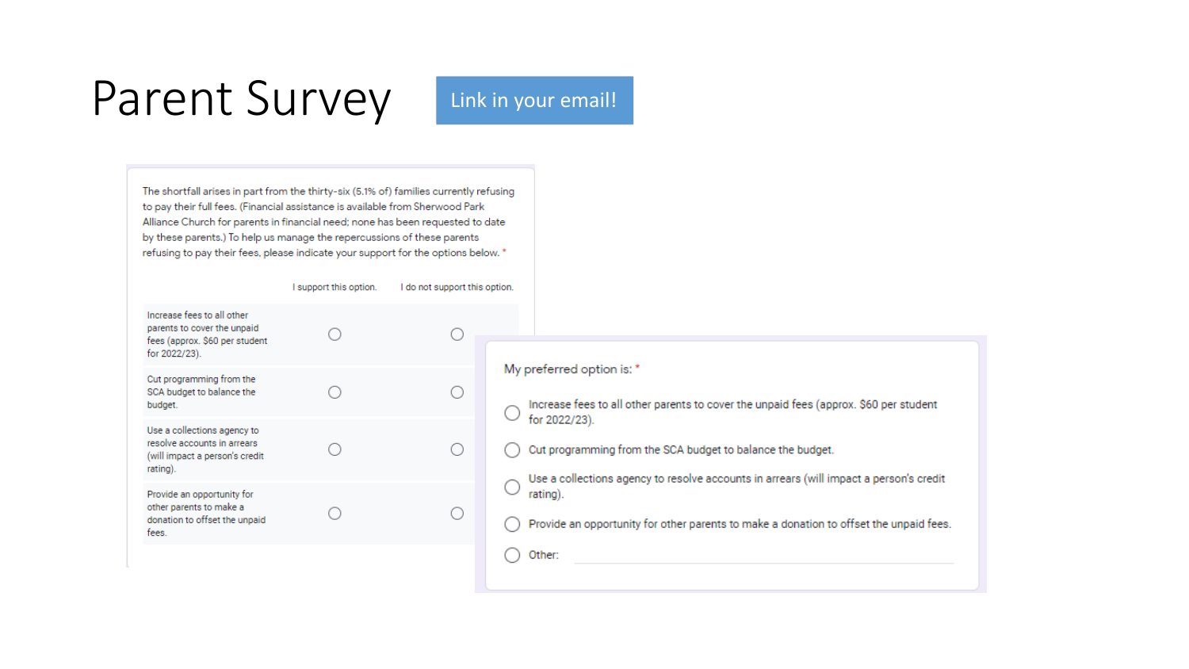# Parent Survey

Link in your email!

The shortfall arises in part from the thirty-six (5.1% of) families currently refusing to pay their full fees. (Financial assistance is available from Sherwood Park Alliance Church for parents in financial need; none has been requested to date by these parents.) To help us manage the repercussions of these parents refusing to pay their fees, please indicate your support for the options below. *

| | I support this option. | I do not support this option. |
| --- | --- | --- |
| Increase fees to all other parents to cover the unpaid fees (approx. $60 per student for 2022/23). | ○ | ○ |
| Cut programming from the SCA budget to balance the budget. | ○ | ○ |
| Use a collections agency to resolve accounts in arrears (will impact a person's credit rating). | ○ | ○ |
| Provide an opportunity for other parents to make a donation to offset the unpaid fees. | ○ | ○ |

My preferred option is: *

- ○ Increase fees to all other parents to cover the unpaid fees (approx. $60 per student for 2022/23).
- ○ Cut programming from the SCA budget to balance the budget.
- ○ Use a collections agency to resolve accounts in arrears (will impact a person's credit rating).
- ○ Provide an opportunity for other parents to make a donation to offset the unpaid fees.
- ○ Other: ____________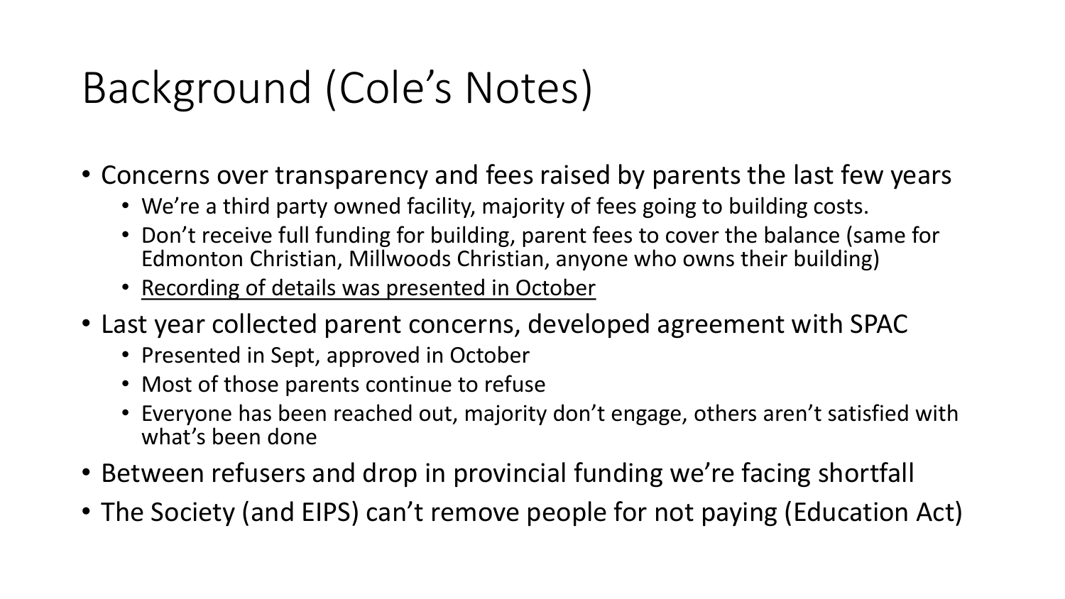# Background (Cole's Notes)

- Concerns over transparency and fees raised by parents the last few years
  - We're a third party owned facility, majority of fees going to building costs.
  - Don't receive full funding for building, parent fees to cover the balance (same for Edmonton Christian, Millwoods Christian, anyone who owns their building)
  - <u>Recording of details was presented in October</u>
- Last year collected parent concerns, developed agreement with SPAC
  - Presented in Sept, approved in October
  - Most of those parents continue to refuse
  - Everyone has been reached out, majority don't engage, others aren't satisfied with what's been done
- Between refusers and drop in provincial funding we're facing shortfall
- The Society (and EIPS) can't remove people for not paying (Education Act)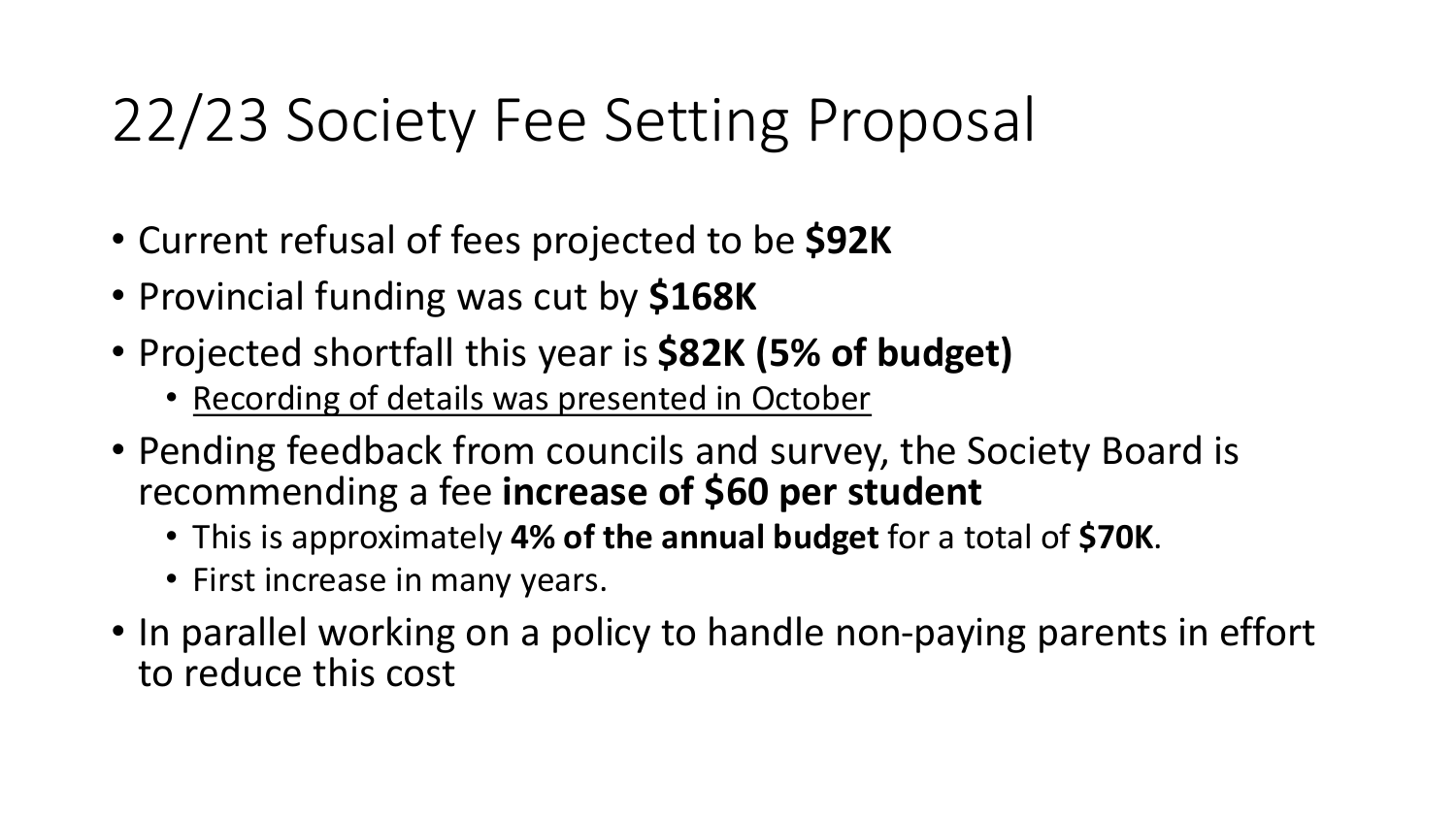# 22/23 Society Fee Setting Proposal

- Current refusal of fees projected to be **$92K**
- Provincial funding was cut by **$168K**
- Projected shortfall this year is **$82K (5% of budget)**
  - <u>Recording of details was presented in October</u>
- Pending feedback from councils and survey, the Society Board is recommending a fee **increase of $60 per student**
  - This is approximately **4% of the annual budget** for a total of **$70K**.
  - First increase in many years.
- In parallel working on a policy to handle non-paying parents in effort to reduce this cost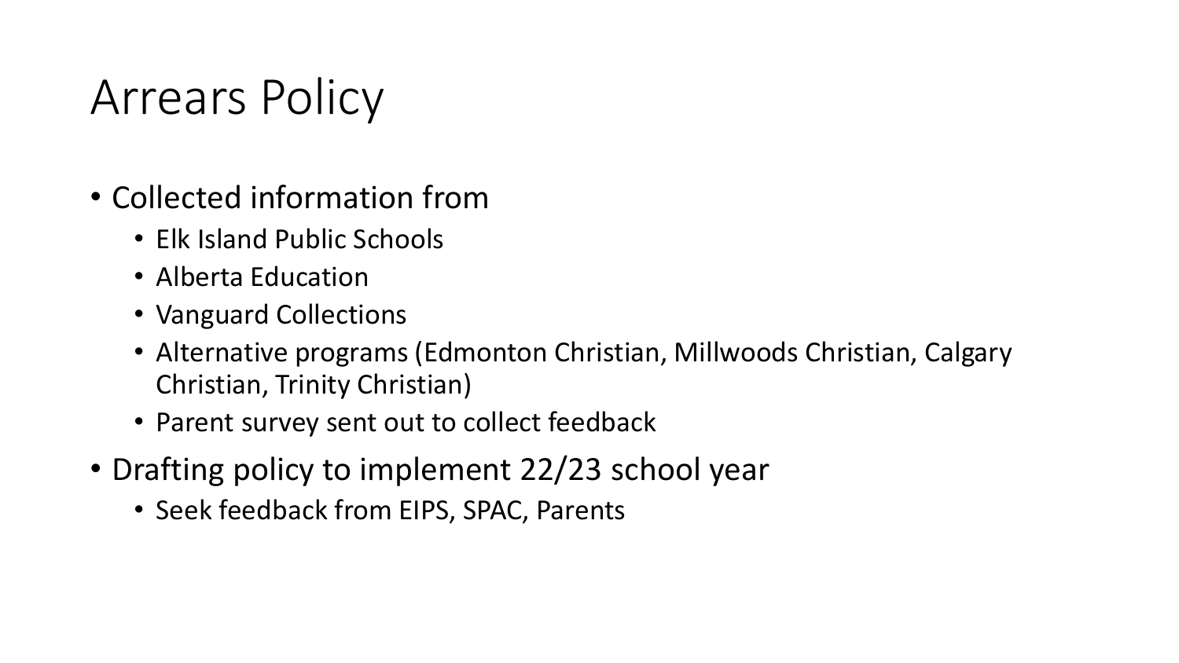# Arrears Policy

- Collected information from
  - Elk Island Public Schools
  - Alberta Education
  - Vanguard Collections
  - Alternative programs (Edmonton Christian, Millwoods Christian, Calgary Christian, Trinity Christian)
  - Parent survey sent out to collect feedback
- Drafting policy to implement 22/23 school year
  - Seek feedback from EIPS, SPAC, Parents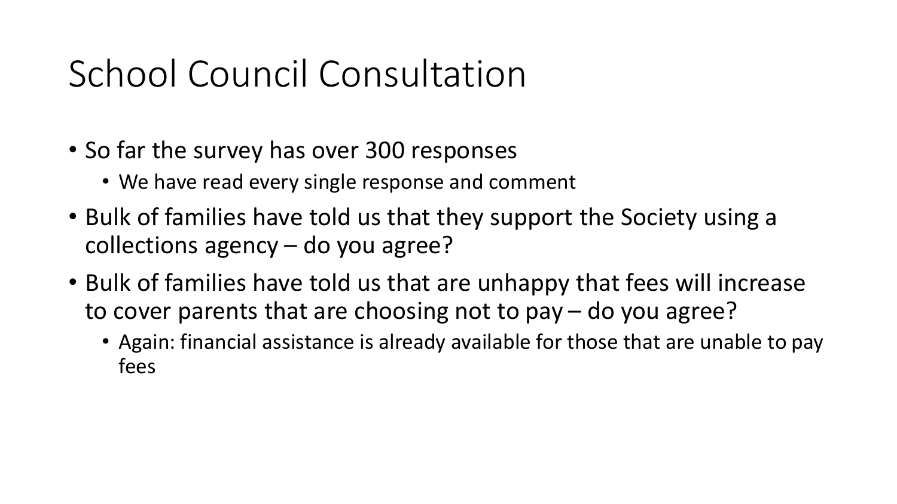# School Council Consultation

- So far the survey has over 300 responses
  - We have read every single response and comment
- Bulk of families have told us that they support the Society using a collections agency – do you agree?
- Bulk of families have told us that are unhappy that fees will increase to cover parents that are choosing not to pay – do you agree?
  - Again: financial assistance is already available for those that are unable to pay fees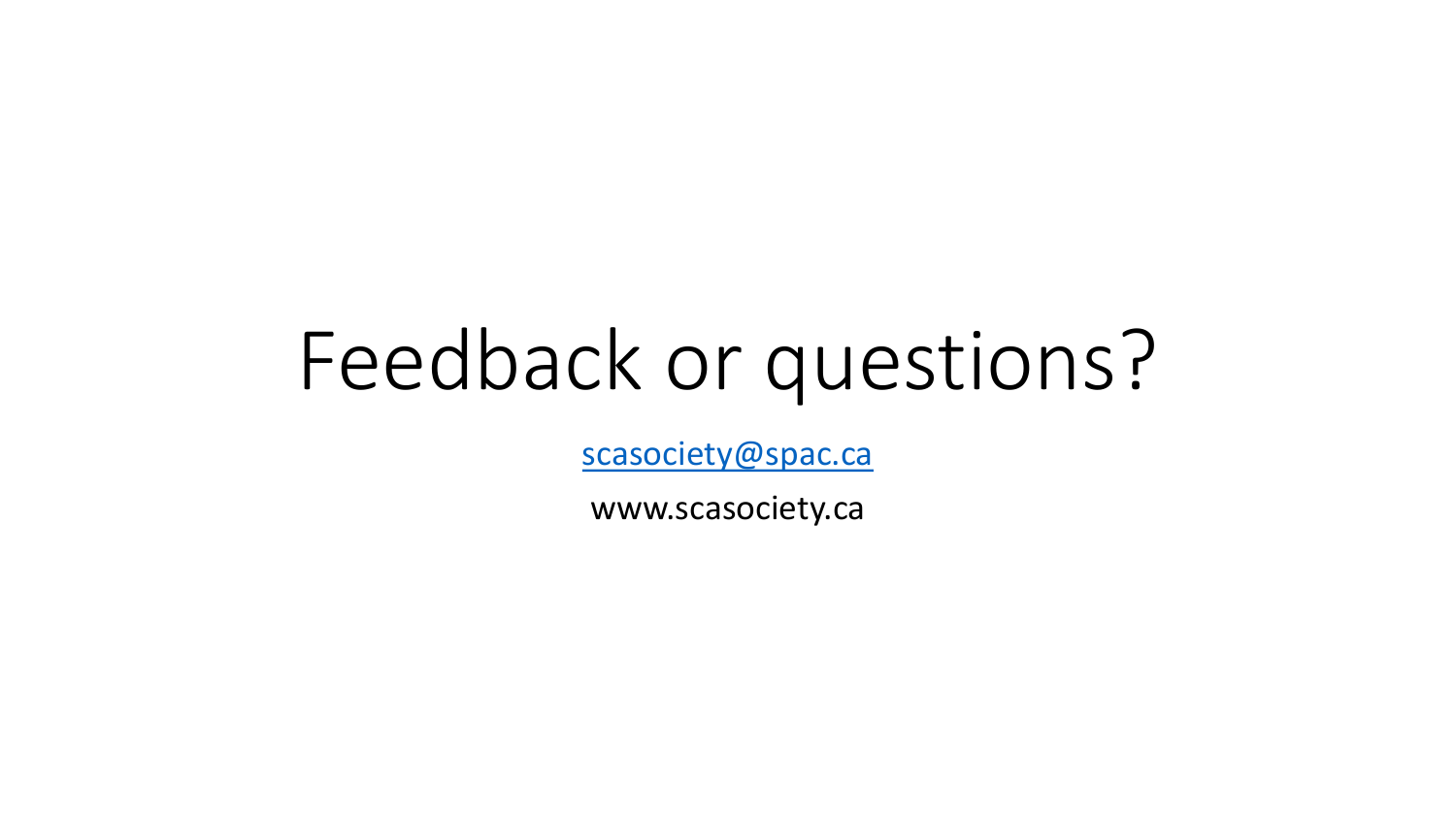# Feedback or questions?

scasociety@spac.ca

www.scasociety.ca